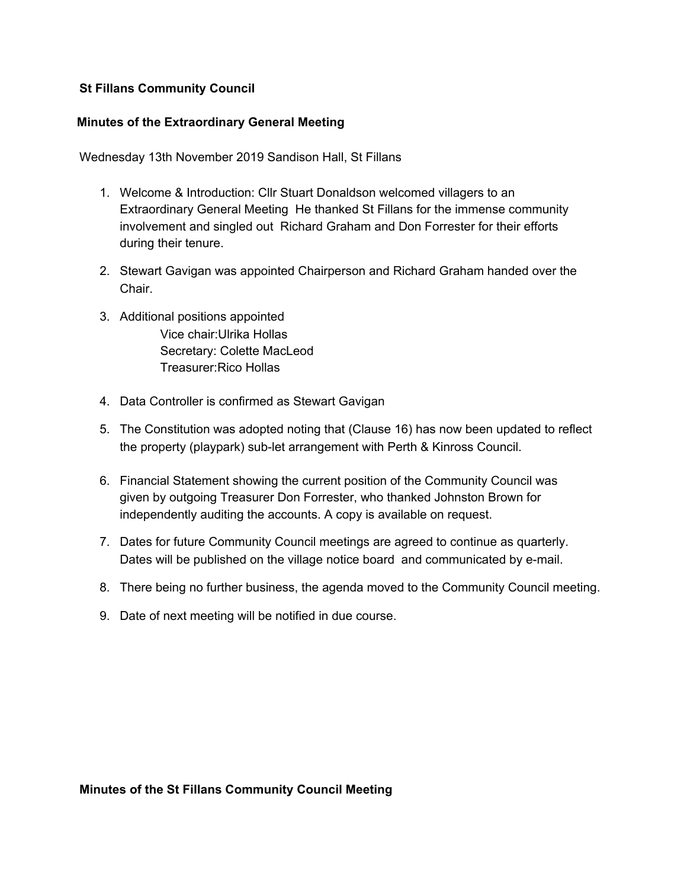**St Fillans Community Council**

**Minutes of the Extraordinary General Meeting**

Wednesday 13th November 2019 Sandison Hall, St Fillans

1. Welcome & Introduction: Cllr Stuart Donaldson welcomed villagers to an Extraordinary General Meeting He thanked St Fillans for the immense community involvement and singled out Richard Graham and Don Forrester for their efforts during their tenure.
2. Stewart Gavigan was appointed Chairperson and Richard Graham handed over the Chair.
3. Additional positions appointed
   - Vice chair:Ulrika Hollas
   - Secretary: Colette MacLeod
   - Treasurer:Rico Hollas
4. Data Controller is confirmed as Stewart Gavigan
5. The Constitution was adopted noting that (Clause 16) has now been updated to reflect the property (playpark) sub-let arrangement with Perth & Kinross Council.
6. Financial Statement showing the current position of the Community Council was given by outgoing Treasurer Don Forrester, who thanked Johnston Brown for independently auditing the accounts. A copy is available on request.
7. Dates for future Community Council meetings are agreed to continue as quarterly. Dates will be published on the village notice board and communicated by e-mail.
8. There being no further business, the agenda moved to the Community Council meeting.
9. Date of next meeting will be notified in due course.

**Minutes of the St Fillans Community Council Meeting**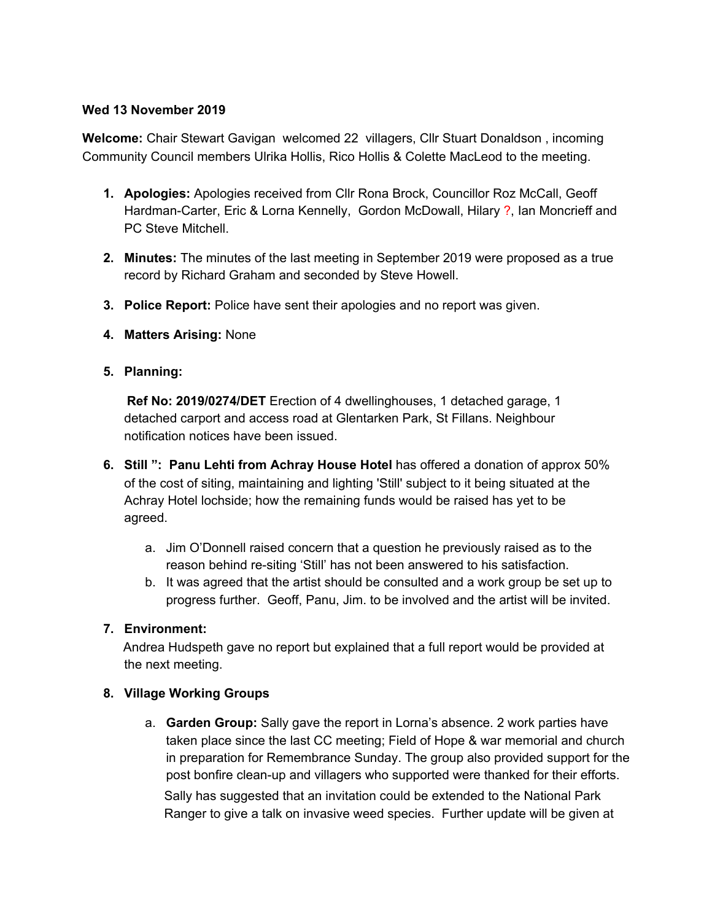**Wed 13 November 2019**

**Welcome:** Chair Stewart Gavigan welcomed 22 villagers, Cllr Stuart Donaldson , incoming Community Council members Ulrika Hollis, Rico Hollis & Colette MacLeod to the meeting.

1. **Apologies:** Apologies received from Cllr Rona Brock, Councillor Roz McCall, Geoff Hardman-Carter, Eric & Lorna Kennelly, Gordon McDowall, Hilary ?, Ian Moncrieff and PC Steve Mitchell.

2. **Minutes:** The minutes of the last meeting in September 2019 were proposed as a true record by Richard Graham and seconded by Steve Howell.

3. **Police Report:** Police have sent their apologies and no report was given.

4. **Matters Arising:** None

5. **Planning:**

   **Ref No: 2019/0274/DET** Erection of 4 dwellinghouses, 1 detached garage, 1 detached carport and access road at Glentarken Park, St Fillans. Neighbour notification notices have been issued.

6. **Still ": Panu Lehti from Achray House Hotel** has offered a donation of approx 50% of the cost of siting, maintaining and lighting 'Still' subject to it being situated at the Achray Hotel lochside; how the remaining funds would be raised has yet to be agreed.

   a. Jim O'Donnell raised concern that a question he previously raised as to the reason behind re-siting 'Still' has not been answered to his satisfaction.
   b. It was agreed that the artist should be consulted and a work group be set up to progress further. Geoff, Panu, Jim. to be involved and the artist will be invited.

7. **Environment:**

   Andrea Hudspeth gave no report but explained that a full report would be provided at the next meeting.

8. **Village Working Groups**

   a. **Garden Group:** Sally gave the report in Lorna's absence. 2 work parties have taken place since the last CC meeting; Field of Hope & war memorial and church in preparation for Remembrance Sunday. The group also provided support for the post bonfire clean-up and villagers who supported were thanked for their efforts.

      Sally has suggested that an invitation could be extended to the National Park Ranger to give a talk on invasive weed species. Further update will be given at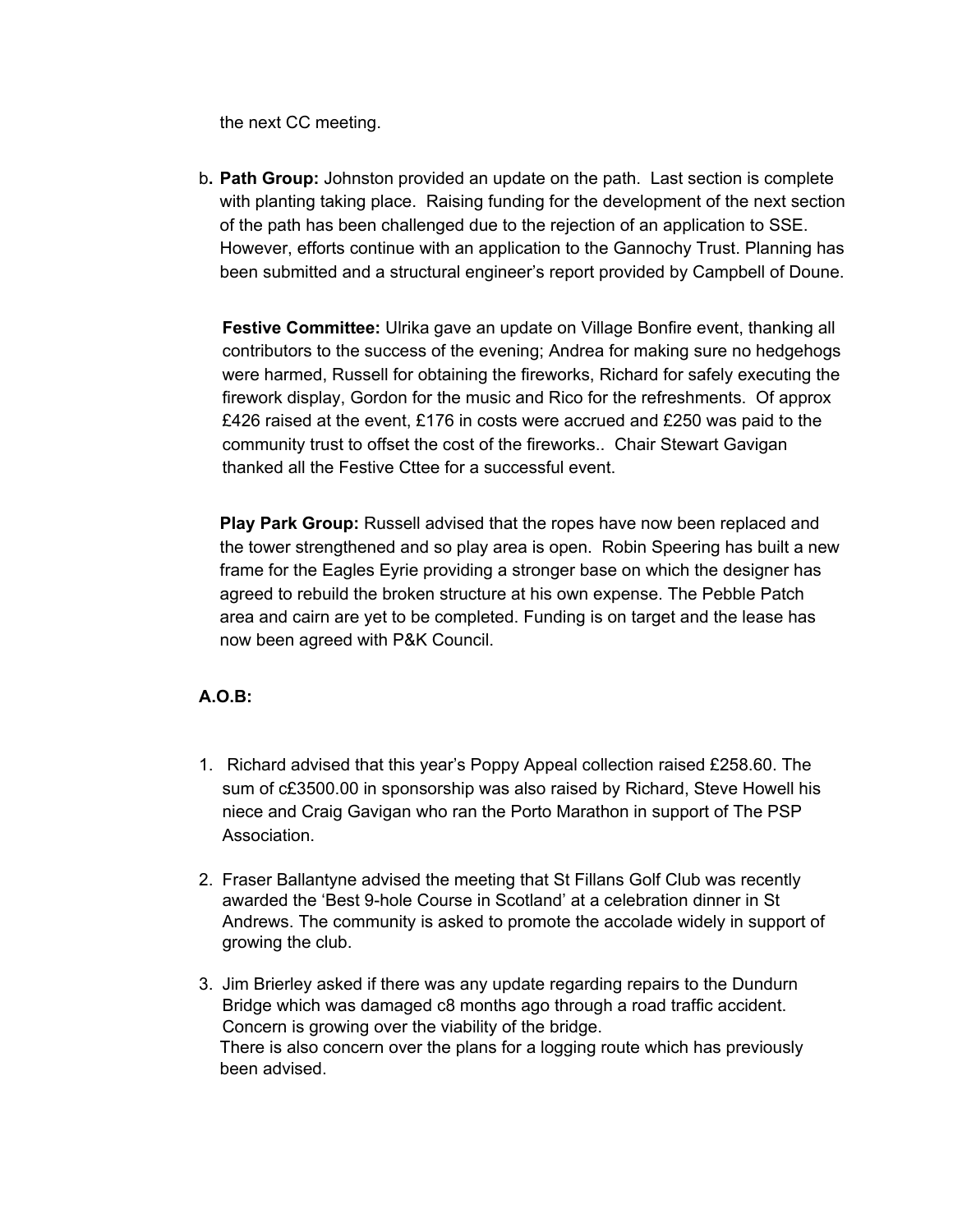the next CC meeting.

b. **Path Group:** Johnston provided an update on the path. Last section is complete with planting taking place. Raising funding for the development of the next section of the path has been challenged due to the rejection of an application to SSE. However, efforts continue with an application to the Gannochy Trust. Planning has been submitted and a structural engineer's report provided by Campbell of Doune.

**Festive Committee:** Ulrika gave an update on Village Bonfire event, thanking all contributors to the success of the evening; Andrea for making sure no hedgehogs were harmed, Russell for obtaining the fireworks, Richard for safely executing the firework display, Gordon for the music and Rico for the refreshments. Of approx £426 raised at the event, £176 in costs were accrued and £250 was paid to the community trust to offset the cost of the fireworks.. Chair Stewart Gavigan thanked all the Festive Cttee for a successful event.

**Play Park Group:** Russell advised that the ropes have now been replaced and the tower strengthened and so play area is open. Robin Speering has built a new frame for the Eagles Eyrie providing a stronger base on which the designer has agreed to rebuild the broken structure at his own expense. The Pebble Patch area and cairn are yet to be completed. Funding is on target and the lease has now been agreed with P&K Council.

**A.O.B:**

1. Richard advised that this year's Poppy Appeal collection raised £258.60. The sum of c£3500.00 in sponsorship was also raised by Richard, Steve Howell his niece and Craig Gavigan who ran the Porto Marathon in support of The PSP Association.

2. Fraser Ballantyne advised the meeting that St Fillans Golf Club was recently awarded the 'Best 9-hole Course in Scotland' at a celebration dinner in St Andrews. The community is asked to promote the accolade widely in support of growing the club.

3. Jim Brierley asked if there was any update regarding repairs to the Dundurn Bridge which was damaged c8 months ago through a road traffic accident. Concern is growing over the viability of the bridge.
   There is also concern over the plans for a logging route which has previously been advised.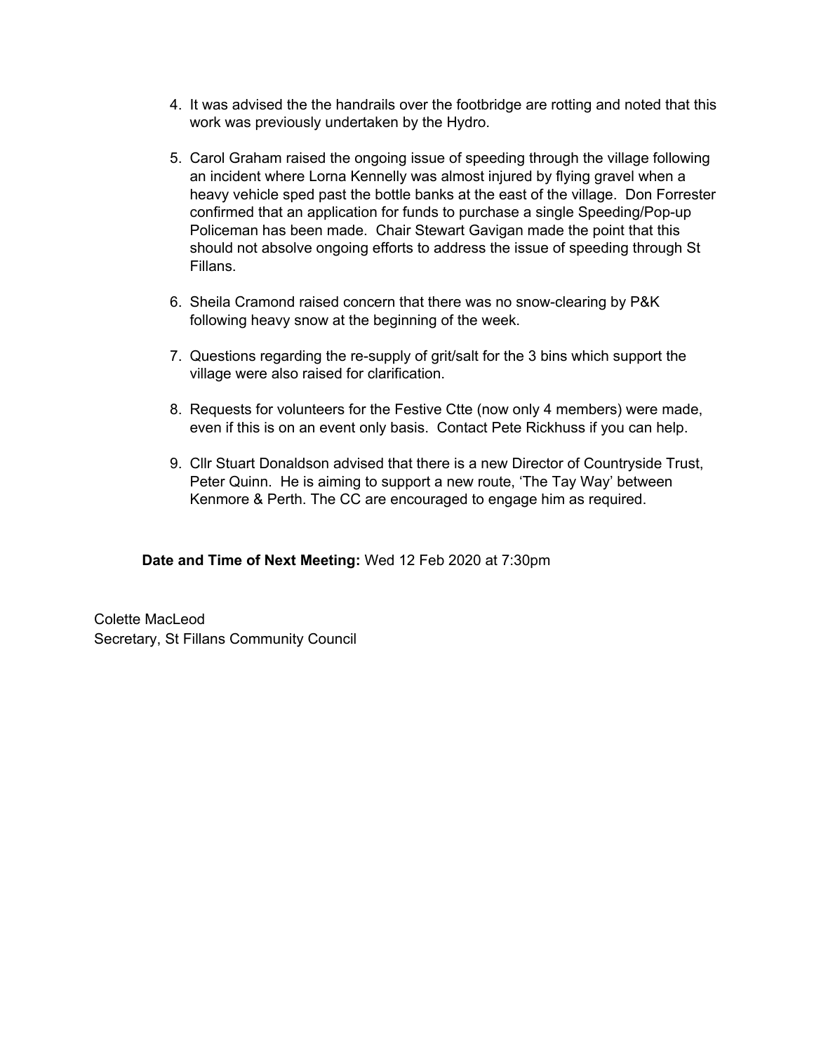4. It was advised the the handrails over the footbridge are rotting and noted that this work was previously undertaken by the Hydro.

5. Carol Graham raised the ongoing issue of speeding through the village following an incident where Lorna Kennelly was almost injured by flying gravel when a heavy vehicle sped past the bottle banks at the east of the village. Don Forrester confirmed that an application for funds to purchase a single Speeding/Pop-up Policeman has been made. Chair Stewart Gavigan made the point that this should not absolve ongoing efforts to address the issue of speeding through St Fillans.

6. Sheila Cramond raised concern that there was no snow-clearing by P&K following heavy snow at the beginning of the week.

7. Questions regarding the re-supply of grit/salt for the 3 bins which support the village were also raised for clarification.

8. Requests for volunteers for the Festive Ctte (now only 4 members) were made, even if this is on an event only basis. Contact Pete Rickhuss if you can help.

9. Cllr Stuart Donaldson advised that there is a new Director of Countryside Trust, Peter Quinn. He is aiming to support a new route, 'The Tay Way' between Kenmore & Perth. The CC are encouraged to engage him as required.

**Date and Time of Next Meeting:** Wed 12 Feb 2020 at 7:30pm

Colette MacLeod
Secretary, St Fillans Community Council